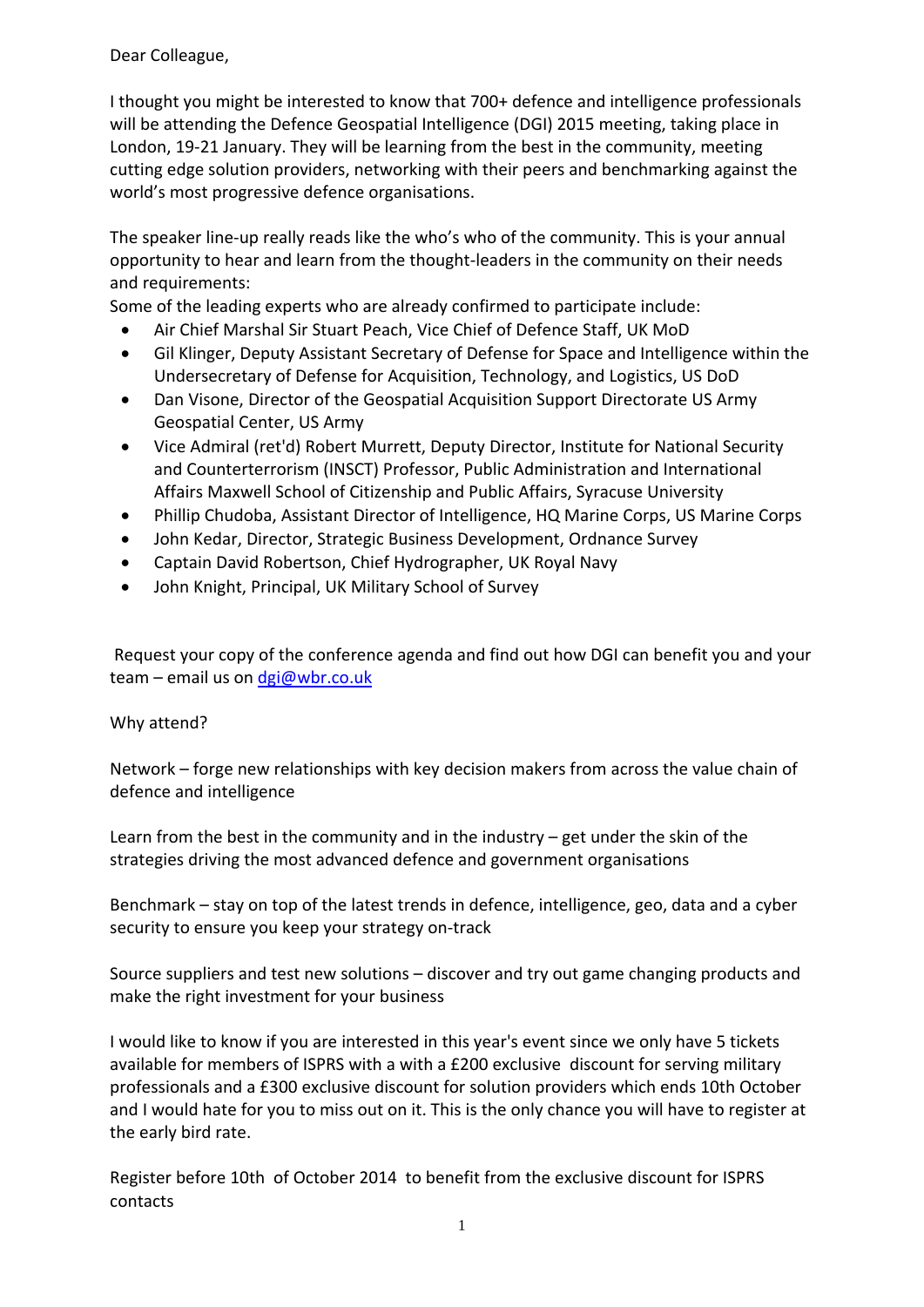Dear Colleague,

I thought you might be interested to know that 700+ defence and intelligence professionals will be attending the Defence Geospatial Intelligence (DGI) 2015 meeting, taking place in London, 19-21 January. They will be learning from the best in the community, meeting cutting edge solution providers, networking with their peers and benchmarking against the world's most progressive defence organisations.

The speaker line-up really reads like the who's who of the community. This is your annual opportunity to hear and learn from the thought-leaders in the community on their needs and requirements:

Some of the leading experts who are already confirmed to participate include:

- Air Chief Marshal Sir Stuart Peach, Vice Chief of Defence Staff, UK MoD
- Gil Klinger, Deputy Assistant Secretary of Defense for Space and Intelligence within the Undersecretary of Defense for Acquisition, Technology, and Logistics, US DoD
- Dan Visone, Director of the Geospatial Acquisition Support Directorate US Army Geospatial Center, US Army
- Vice Admiral (ret'd) Robert Murrett, Deputy Director, Institute for National Security and Counterterrorism (INSCT) Professor, Public Administration and International Affairs Maxwell School of Citizenship and Public Affairs, Syracuse University
- Phillip Chudoba, Assistant Director of Intelligence, HQ Marine Corps, US Marine Corps
- John Kedar, Director, Strategic Business Development, Ordnance Survey
- Captain David Robertson, Chief Hydrographer, UK Royal Navy
- John Knight, Principal, UK Military School of Survey

Request your copy of the conference agenda and find out how DGI can benefit you and your team – email us on [dgi@wbr.co.uk](mailto:dgi@wbr.co.uk)

Why attend?

Network – forge new relationships with key decision makers from across the value chain of defence and intelligence

Learn from the best in the community and in the industry – get under the skin of the strategies driving the most advanced defence and government organisations

Benchmark – stay on top of the latest trends in defence, intelligence, geo, data and a cyber security to ensure you keep your strategy on-track

Source suppliers and test new solutions – discover and try out game changing products and make the right investment for your business

I would like to know if you are interested in this year's event since we only have 5 tickets available for members of ISPRS with a with a £200 exclusive discount for serving military professionals and a £300 exclusive discount for solution providers which ends 10th October and I would hate for you to miss out on it. This is the only chance you will have to register at the early bird rate.

Register before 10th of October 2014 to benefit from the exclusive discount for ISPRS contacts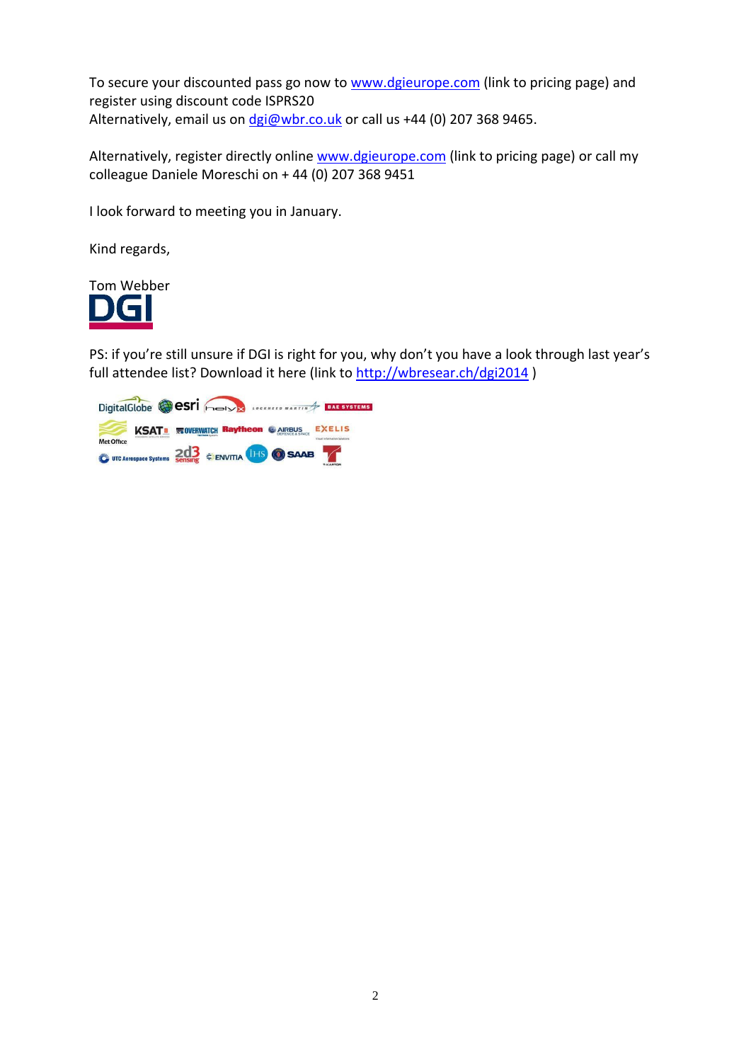To secure your discounted pass go now to www.dgieurope.com (link to pricing page) and register using discount code ISPRS20
Alternatively, email us on dgi@wbr.co.uk or call us +44 (0) 207 368 9465.

Alternatively, register directly online www.dgieurope.com (link to pricing page) or call my colleague Daniele Moreschi on + 44 (0) 207 368 9451

I look forward to meeting you in January.

Kind regards,

Tom Webber
DGI

PS: if you're still unsure if DGI is right for you, why don't you have a look through last year's full attendee list? Download it here (link to http://wbresear.ch/dgi2014 )